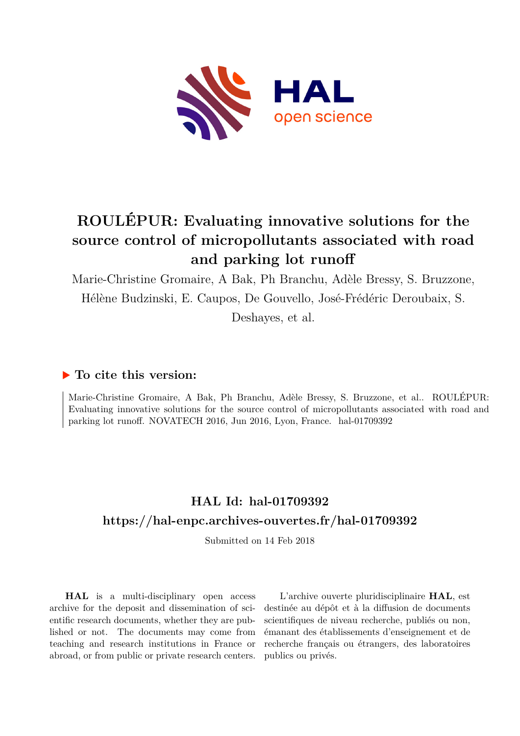# ROULÉPUR: Evaluating innovative solutions for the source control of micropollutants associated with road and parking lot runoff

Marie-Christine Gromaire, A Bak, Ph Branchu, Adèle Bressy, S. Bruzzone, Hélène Budzinski, E. Caupos, De Gouvello, José-Frédéric Deroubaix, S. Deshayes, et al.

## ▶ To cite this version:

Marie-Christine Gromaire, A Bak, Ph Branchu, Adèle Bressy, S. Bruzzone, et al.. ROULÉPUR: Evaluating innovative solutions for the source control of micropollutants associated with road and parking lot runoff. NOVATECH 2016, Jun 2016, Lyon, France. hal-01709392

## HAL Id: hal-01709392
## https://hal-enpc.archives-ouvertes.fr/hal-01709392

Submitted on 14 Feb 2018

**HAL** is a multi-disciplinary open access archive for the deposit and dissemination of scientific research documents, whether they are published or not. The documents may come from teaching and research institutions in France or abroad, or from public or private research centers.

L'archive ouverte pluridisciplinaire **HAL**, est destinée au dépôt et à la diffusion de documents scientifiques de niveau recherche, publiés ou non, émanant des établissements d'enseignement et de recherche français ou étrangers, des laboratoires publics ou privés.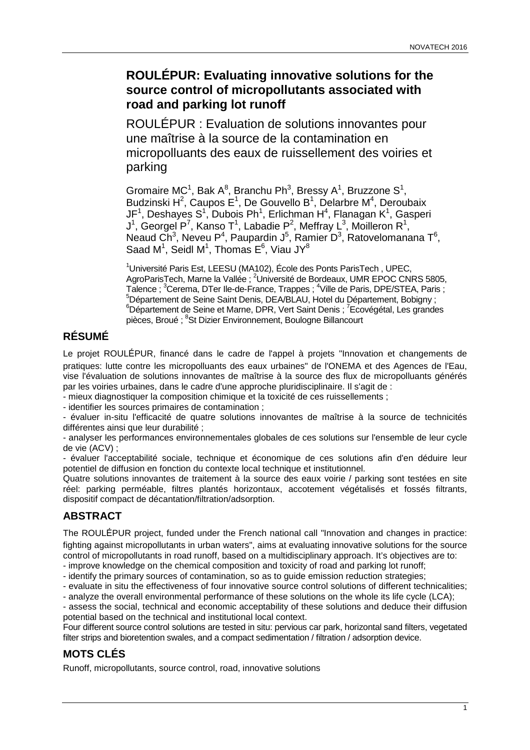# ROULÉPUR: Evaluating innovative solutions for the source control of micropollutants associated with road and parking lot runoff

ROULÉPUR : Evaluation de solutions innovantes pour une maîtrise à la source de la contamination en micropolluants des eaux de ruissellement des voiries et parking

Gromaire MC[1], Bak A[8], Branchu Ph[3], Bressy A[1], Bruzzone S[1], Budzinski H[2], Caupos E[1], De Gouvello B[1], Delarbre M[4], Deroubaix JF[1], Deshayes S[1], Dubois Ph[1], Erlichman H[4], Flanagan K[1], Gasperi J[1], Georgel P[7], Kanso T[1], Labadie P[2], Meffray L[3], Moilleron R[1], Neaud Ch[3], Neveu P[4], Paupardin J[5], Ramier D[3], Ratovelomanana T[6], Saad M[1], Seidl M[1], Thomas E[6], Viau JY[8]

[1]Université Paris Est, LEESU (MA102), École des Ponts ParisTech , UPEC, AgroParisTech, Marne la Vallée ; [2]Université de Bordeaux, UMR EPOC CNRS 5805, Talence ; [3]Cerema, DTer Ile-de-France, Trappes ; [4]Ville de Paris, DPE/STEA, Paris ; [5]Département de Seine Saint Denis, DEA/BLAU, Hotel du Département, Bobigny ; [6]Département de Seine et Marne, DPR, Vert Saint Denis ; [7]Ecovégétal, Les grandes pièces, Broué ; [8]St Dizier Environnement, Boulogne Billancourt

## RÉSUMÉ

Le projet ROULÉPUR, financé dans le cadre de l'appel à projets "Innovation et changements de pratiques: lutte contre les micropolluants des eaux urbaines" de l'ONEMA et des Agences de l'Eau, vise l'évaluation de solutions innovantes de maîtrise à la source des flux de micropolluants générés par les voiries urbaines, dans le cadre d'une approche pluridisciplinaire. Il s'agit de :

- mieux diagnostiquer la composition chimique et la toxicité de ces ruissellements ;
- identifier les sources primaires de contamination ;
- évaluer in-situ l'efficacité de quatre solutions innovantes de maîtrise à la source de technicités différentes ainsi que leur durabilité ;
- analyser les performances environnementales globales de ces solutions sur l'ensemble de leur cycle de vie (ACV) ;
- évaluer l'acceptabilité sociale, technique et économique de ces solutions afin d'en déduire leur potentiel de diffusion en fonction du contexte local technique et institutionnel.

Quatre solutions innovantes de traitement à la source des eaux voirie / parking sont testées en site réel: parking perméable, filtres plantés horizontaux, accotement végétalisés et fossés filtrants, dispositif compact de décantation/filtration/adsorption.

## ABSTRACT

The ROULÉPUR project, funded under the French national call "Innovation and changes in practice: fighting against micropollutants in urban waters", aims at evaluating innovative solutions for the source control of micropollutants in road runoff, based on a multidisciplinary approach. It's objectives are to:

- improve knowledge on the chemical composition and toxicity of road and parking lot runoff;
- identify the primary sources of contamination, so as to guide emission reduction strategies;
- evaluate in situ the effectiveness of four innovative source control solutions of different technicalities;
- analyze the overall environmental performance of these solutions on the whole its life cycle (LCA);
- assess the social, technical and economic acceptability of these solutions and deduce their diffusion potential based on the technical and institutional local context.

Four different source control solutions are tested in situ: pervious car park, horizontal sand filters, vegetated filter strips and bioretention swales, and a compact sedimentation / filtration / adsorption device.

## MOTS CLÉS

Runoff, micropollutants, source control, road, innovative solutions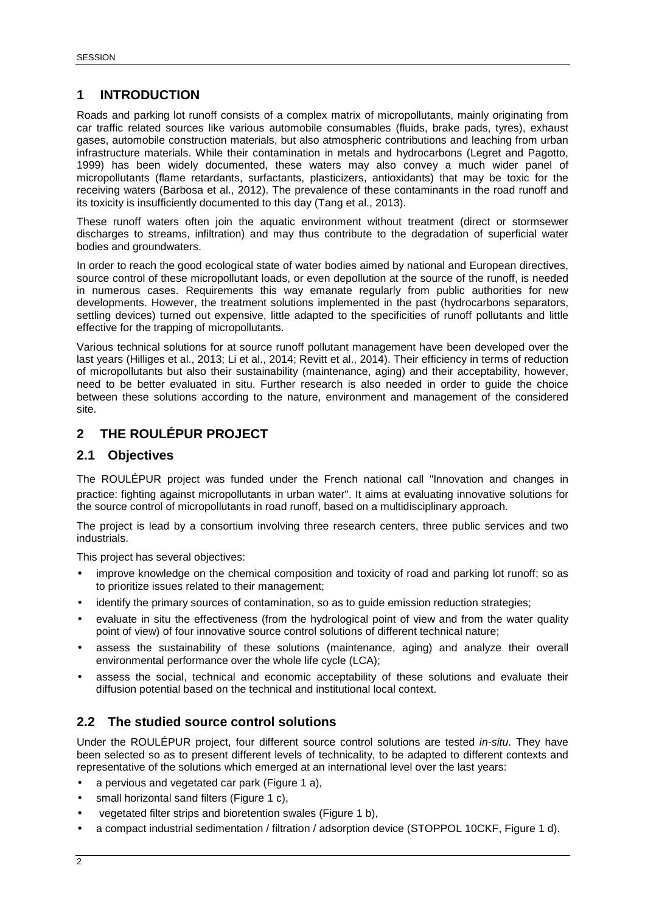# 1 INTRODUCTION

Roads and parking lot runoff consists of a complex matrix of micropollutants, mainly originating from car traffic related sources like various automobile consumables (fluids, brake pads, tyres), exhaust gases, automobile construction materials, but also atmospheric contributions and leaching from urban infrastructure materials. While their contamination in metals and hydrocarbons (Legret and Pagotto, 1999) has been widely documented, these waters may also convey a much wider panel of micropollutants (flame retardants, surfactants, plasticizers, antioxidants) that may be toxic for the receiving waters (Barbosa et al., 2012). The prevalence of these contaminants in the road runoff and its toxicity is insufficiently documented to this day (Tang et al., 2013).

These runoff waters often join the aquatic environment without treatment (direct or stormsewer discharges to streams, infiltration) and may thus contribute to the degradation of superficial water bodies and groundwaters.

In order to reach the good ecological state of water bodies aimed by national and European directives, source control of these micropollutant loads, or even depollution at the source of the runoff, is needed in numerous cases. Requirements this way emanate regularly from public authorities for new developments. However, the treatment solutions implemented in the past (hydrocarbons separators, settling devices) turned out expensive, little adapted to the specificities of runoff pollutants and little effective for the trapping of micropollutants.

Various technical solutions for at source runoff pollutant management have been developed over the last years (Hilliges et al., 2013; Li et al., 2014; Revitt et al., 2014). Their efficiency in terms of reduction of micropollutants but also their sustainability (maintenance, aging) and their acceptability, however, need to be better evaluated in situ. Further research is also needed in order to guide the choice between these solutions according to the nature, environment and management of the considered site.

# 2 THE ROULÉPUR PROJECT

## 2.1 Objectives

The ROULÉPUR project was funded under the French national call "Innovation and changes in practice: fighting against micropollutants in urban water". It aims at evaluating innovative solutions for the source control of micropollutants in road runoff, based on a multidisciplinary approach.

The project is lead by a consortium involving three research centers, three public services and two industrials.

This project has several objectives:

- improve knowledge on the chemical composition and toxicity of road and parking lot runoff; so as to prioritize issues related to their management;
- identify the primary sources of contamination, so as to guide emission reduction strategies;
- evaluate in situ the effectiveness (from the hydrological point of view and from the water quality point of view) of four innovative source control solutions of different technical nature;
- assess the sustainability of these solutions (maintenance, aging) and analyze their overall environmental performance over the whole life cycle (LCA);
- assess the social, technical and economic acceptability of these solutions and evaluate their diffusion potential based on the technical and institutional local context.

## 2.2 The studied source control solutions

Under the ROULÉPUR project, four different source control solutions are tested *in-situ*. They have been selected so as to present different levels of technicality, to be adapted to different contexts and representative of the solutions which emerged at an international level over the last years:

- a pervious and vegetated car park (Figure 1 a),
- small horizontal sand filters (Figure 1 c),
- vegetated filter strips and bioretention swales (Figure 1 b),
- a compact industrial sedimentation / filtration / adsorption device (STOPPOL 10CKF, Figure 1 d).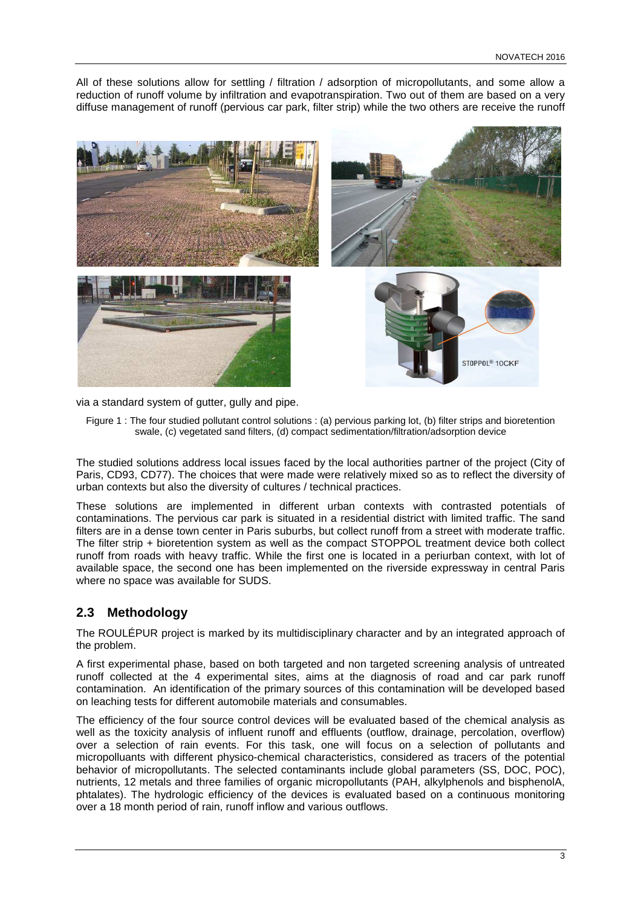All of these solutions allow for settling / filtration / adsorption of micropollutants, and some allow a reduction of runoff volume by infiltration and evapotranspiration. Two out of them are based on a very diffuse management of runoff (pervious car park, filter strip) while the two others are receive the runoff via a standard system of gutter, gully and pipe.

Figure 1 : The four studied pollutant control solutions : (a) pervious parking lot, (b) filter strips and bioretention swale, (c) vegetated sand filters, (d) compact sedimentation/filtration/adsorption device

The studied solutions address local issues faced by the local authorities partner of the project (City of Paris, CD93, CD77). The choices that were made were relatively mixed so as to reflect the diversity of urban contexts but also the diversity of cultures / technical practices.

These solutions are implemented in different urban contexts with contrasted potentials of contaminations. The pervious car park is situated in a residential district with limited traffic. The sand filters are in a dense town center in Paris suburbs, but collect runoff from a street with moderate traffic. The filter strip + bioretention system as well as the compact STOPPOL treatment device both collect runoff from roads with heavy traffic. While the first one is located in a periurban context, with lot of available space, the second one has been implemented on the riverside expressway in central Paris where no space was available for SUDS.

## 2.3 Methodology

The ROULÉPUR project is marked by its multidisciplinary character and by an integrated approach of the problem.

A first experimental phase, based on both targeted and non targeted screening analysis of untreated runoff collected at the 4 experimental sites, aims at the diagnosis of road and car park runoff contamination. An identification of the primary sources of this contamination will be developed based on leaching tests for different automobile materials and consumables.

The efficiency of the four source control devices will be evaluated based of the chemical analysis as well as the toxicity analysis of influent runoff and effluents (outflow, drainage, percolation, overflow) over a selection of rain events. For this task, one will focus on a selection of pollutants and micropolluants with different physico-chemical characteristics, considered as tracers of the potential behavior of micropollutants. The selected contaminants include global parameters (SS, DOC, POC), nutrients, 12 metals and three families of organic micropollutants (PAH, alkylphenols and bisphenolA, phtalates). The hydrologic efficiency of the devices is evaluated based on a continuous monitoring over a 18 month period of rain, runoff inflow and various outflows.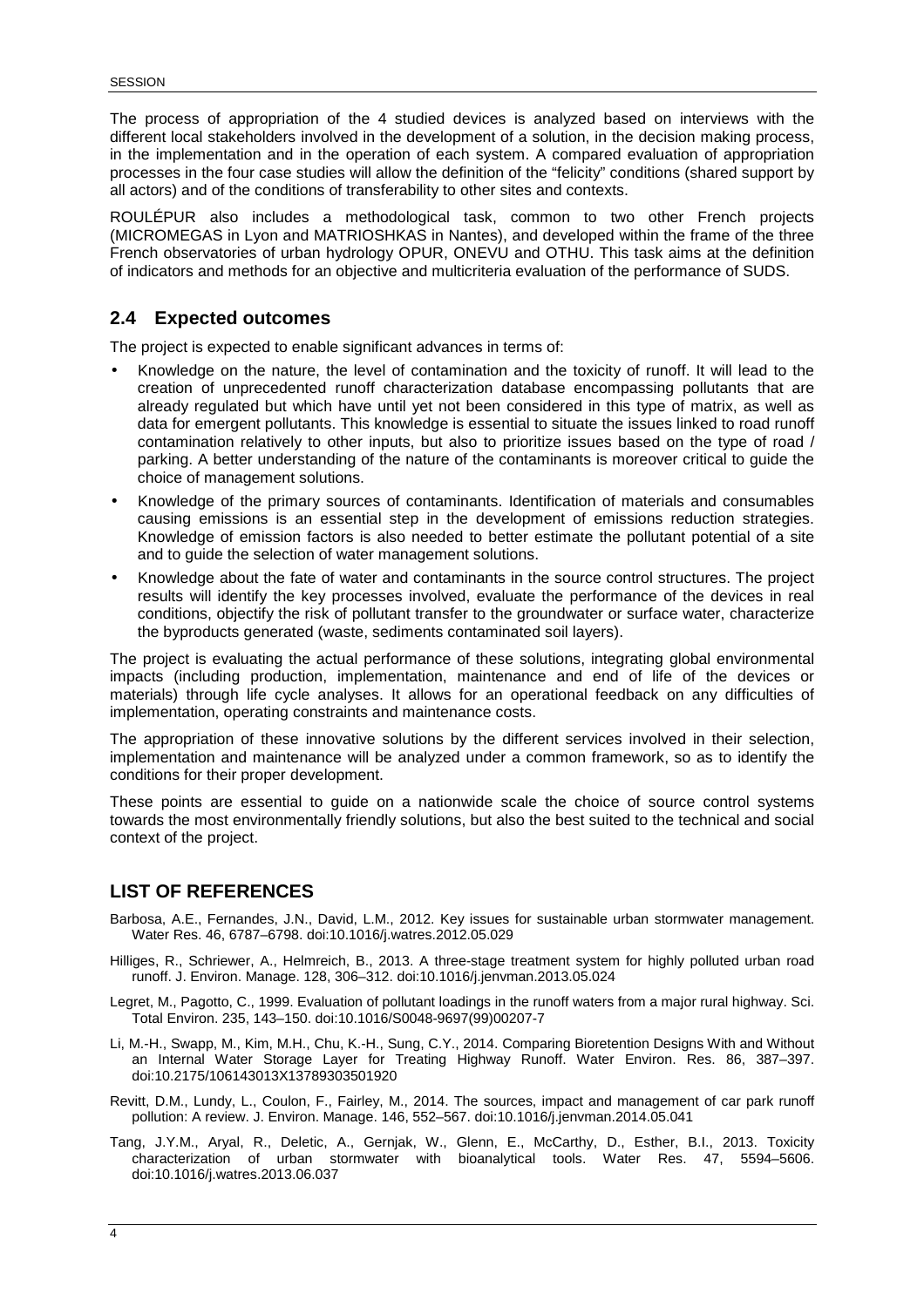The process of appropriation of the 4 studied devices is analyzed based on interviews with the different local stakeholders involved in the development of a solution, in the decision making process, in the implementation and in the operation of each system. A compared evaluation of appropriation processes in the four case studies will allow the definition of the "felicity" conditions (shared support by all actors) and of the conditions of transferability to other sites and contexts.

ROULÉPUR also includes a methodological task, common to two other French projects (MICROMEGAS in Lyon and MATRIOSHKAS in Nantes), and developed within the frame of the three French observatories of urban hydrology OPUR, ONEVU and OTHU. This task aims at the definition of indicators and methods for an objective and multicriteria evaluation of the performance of SUDS.

## 2.4 Expected outcomes

The project is expected to enable significant advances in terms of:

- Knowledge on the nature, the level of contamination and the toxicity of runoff. It will lead to the creation of unprecedented runoff characterization database encompassing pollutants that are already regulated but which have until yet not been considered in this type of matrix, as well as data for emergent pollutants. This knowledge is essential to situate the issues linked to road runoff contamination relatively to other inputs, but also to prioritize issues based on the type of road / parking. A better understanding of the nature of the contaminants is moreover critical to guide the choice of management solutions.
- Knowledge of the primary sources of contaminants. Identification of materials and consumables causing emissions is an essential step in the development of emissions reduction strategies. Knowledge of emission factors is also needed to better estimate the pollutant potential of a site and to guide the selection of water management solutions.
- Knowledge about the fate of water and contaminants in the source control structures. The project results will identify the key processes involved, evaluate the performance of the devices in real conditions, objectify the risk of pollutant transfer to the groundwater or surface water, characterize the byproducts generated (waste, sediments contaminated soil layers).

The project is evaluating the actual performance of these solutions, integrating global environmental impacts (including production, implementation, maintenance and end of life of the devices or materials) through life cycle analyses. It allows for an operational feedback on any difficulties of implementation, operating constraints and maintenance costs.

The appropriation of these innovative solutions by the different services involved in their selection, implementation and maintenance will be analyzed under a common framework, so as to identify the conditions for their proper development.

These points are essential to guide on a nationwide scale the choice of source control systems towards the most environmentally friendly solutions, but also the best suited to the technical and social context of the project.

## LIST OF REFERENCES

Barbosa, A.E., Fernandes, J.N., David, L.M., 2012. Key issues for sustainable urban stormwater management. Water Res. 46, 6787–6798. doi:10.1016/j.watres.2012.05.029

Hilliges, R., Schriewer, A., Helmreich, B., 2013. A three-stage treatment system for highly polluted urban road runoff. J. Environ. Manage. 128, 306–312. doi:10.1016/j.jenvman.2013.05.024

Legret, M., Pagotto, C., 1999. Evaluation of pollutant loadings in the runoff waters from a major rural highway. Sci. Total Environ. 235, 143–150. doi:10.1016/S0048-9697(99)00207-7

Li, M.-H., Swapp, M., Kim, M.H., Chu, K.-H., Sung, C.Y., 2014. Comparing Bioretention Designs With and Without an Internal Water Storage Layer for Treating Highway Runoff. Water Environ. Res. 86, 387–397. doi:10.2175/106143013X13789303501920

Revitt, D.M., Lundy, L., Coulon, F., Fairley, M., 2014. The sources, impact and management of car park runoff pollution: A review. J. Environ. Manage. 146, 552–567. doi:10.1016/j.jenvman.2014.05.041

Tang, J.Y.M., Aryal, R., Deletic, A., Gernjak, W., Glenn, E., McCarthy, D., Esther, B.I., 2013. Toxicity characterization of urban stormwater with bioanalytical tools. Water Res. 47, 5594–5606. doi:10.1016/j.watres.2013.06.037